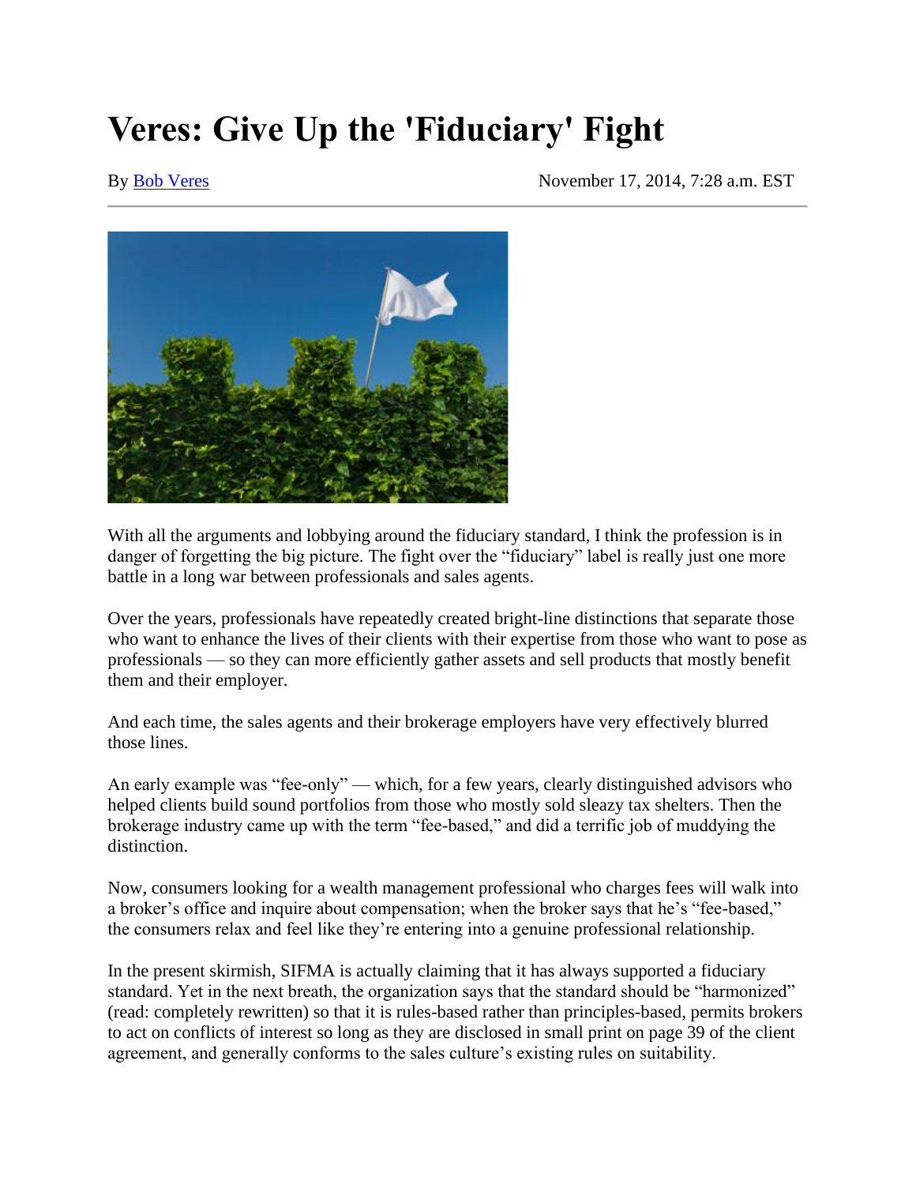# Veres: Give Up the 'Fiduciary' Fight

By Bob Veres November 17, 2014, 7:28 a.m. EST

With all the arguments and lobbying around the fiduciary standard, I think the profession is in danger of forgetting the big picture. The fight over the "fiduciary" label is really just one more battle in a long war between professionals and sales agents.

Over the years, professionals have repeatedly created bright-line distinctions that separate those who want to enhance the lives of their clients with their expertise from those who want to pose as professionals — so they can more efficiently gather assets and sell products that mostly benefit them and their employer.

And each time, the sales agents and their brokerage employers have very effectively blurred those lines.

An early example was "fee-only" — which, for a few years, clearly distinguished advisors who helped clients build sound portfolios from those who mostly sold sleazy tax shelters. Then the brokerage industry came up with the term "fee-based," and did a terrific job of muddying the distinction.

Now, consumers looking for a wealth management professional who charges fees will walk into a broker's office and inquire about compensation; when the broker says that he's "fee-based," the consumers relax and feel like they're entering into a genuine professional relationship.

In the present skirmish, SIFMA is actually claiming that it has always supported a fiduciary standard. Yet in the next breath, the organization says that the standard should be "harmonized" (read: completely rewritten) so that it is rules-based rather than principles-based, permits brokers to act on conflicts of interest so long as they are disclosed in small print on page 39 of the client agreement, and generally conforms to the sales culture's existing rules on suitability.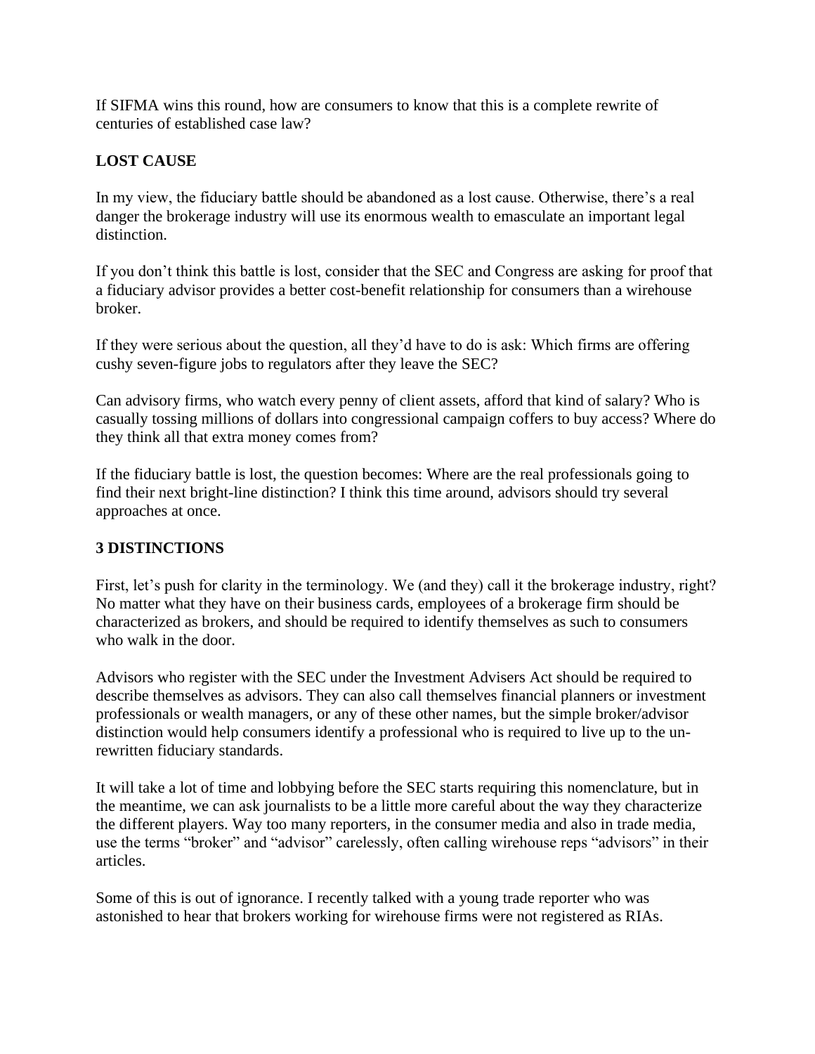If SIFMA wins this round, how are consumers to know that this is a complete rewrite of centuries of established case law?

## LOST CAUSE

In my view, the fiduciary battle should be abandoned as a lost cause. Otherwise, there's a real danger the brokerage industry will use its enormous wealth to emasculate an important legal distinction.

If you don't think this battle is lost, consider that the SEC and Congress are asking for proof that a fiduciary advisor provides a better cost-benefit relationship for consumers than a wirehouse broker.

If they were serious about the question, all they'd have to do is ask: Which firms are offering cushy seven-figure jobs to regulators after they leave the SEC?

Can advisory firms, who watch every penny of client assets, afford that kind of salary? Who is casually tossing millions of dollars into congressional campaign coffers to buy access? Where do they think all that extra money comes from?

If the fiduciary battle is lost, the question becomes: Where are the real professionals going to find their next bright-line distinction? I think this time around, advisors should try several approaches at once.

## 3 DISTINCTIONS

First, let's push for clarity in the terminology. We (and they) call it the brokerage industry, right? No matter what they have on their business cards, employees of a brokerage firm should be characterized as brokers, and should be required to identify themselves as such to consumers who walk in the door.

Advisors who register with the SEC under the Investment Advisers Act should be required to describe themselves as advisors. They can also call themselves financial planners or investment professionals or wealth managers, or any of these other names, but the simple broker/advisor distinction would help consumers identify a professional who is required to live up to the un-rewritten fiduciary standards.

It will take a lot of time and lobbying before the SEC starts requiring this nomenclature, but in the meantime, we can ask journalists to be a little more careful about the way they characterize the different players. Way too many reporters, in the consumer media and also in trade media, use the terms "broker" and "advisor" carelessly, often calling wirehouse reps "advisors" in their articles.

Some of this is out of ignorance. I recently talked with a young trade reporter who was astonished to hear that brokers working for wirehouse firms were not registered as RIAs.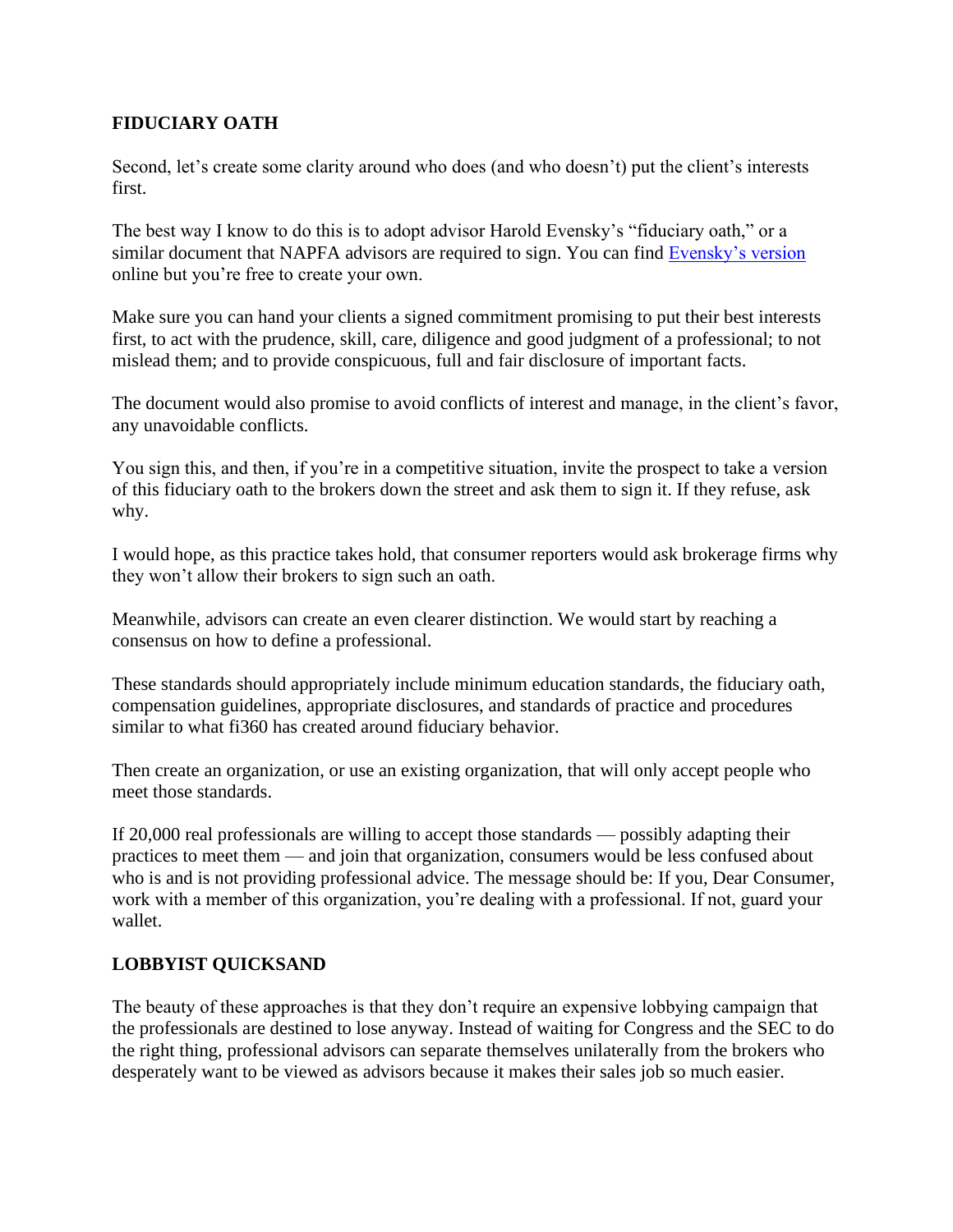## FIDUCIARY OATH

Second, let's create some clarity around who does (and who doesn't) put the client's interests first.

The best way I know to do this is to adopt advisor Harold Evensky's "fiduciary oath," or a similar document that NAPFA advisors are required to sign. You can find Evensky's version online but you're free to create your own.

Make sure you can hand your clients a signed commitment promising to put their best interests first, to act with the prudence, skill, care, diligence and good judgment of a professional; to not mislead them; and to provide conspicuous, full and fair disclosure of important facts.

The document would also promise to avoid conflicts of interest and manage, in the client's favor, any unavoidable conflicts.

You sign this, and then, if you're in a competitive situation, invite the prospect to take a version of this fiduciary oath to the brokers down the street and ask them to sign it. If they refuse, ask why.

I would hope, as this practice takes hold, that consumer reporters would ask brokerage firms why they won't allow their brokers to sign such an oath.

Meanwhile, advisors can create an even clearer distinction. We would start by reaching a consensus on how to define a professional.

These standards should appropriately include minimum education standards, the fiduciary oath, compensation guidelines, appropriate disclosures, and standards of practice and procedures similar to what fi360 has created around fiduciary behavior.

Then create an organization, or use an existing organization, that will only accept people who meet those standards.

If 20,000 real professionals are willing to accept those standards — possibly adapting their practices to meet them — and join that organization, consumers would be less confused about who is and is not providing professional advice. The message should be: If you, Dear Consumer, work with a member of this organization, you're dealing with a professional. If not, guard your wallet.

## LOBBYIST QUICKSAND

The beauty of these approaches is that they don't require an expensive lobbying campaign that the professionals are destined to lose anyway. Instead of waiting for Congress and the SEC to do the right thing, professional advisors can separate themselves unilaterally from the brokers who desperately want to be viewed as advisors because it makes their sales job so much easier.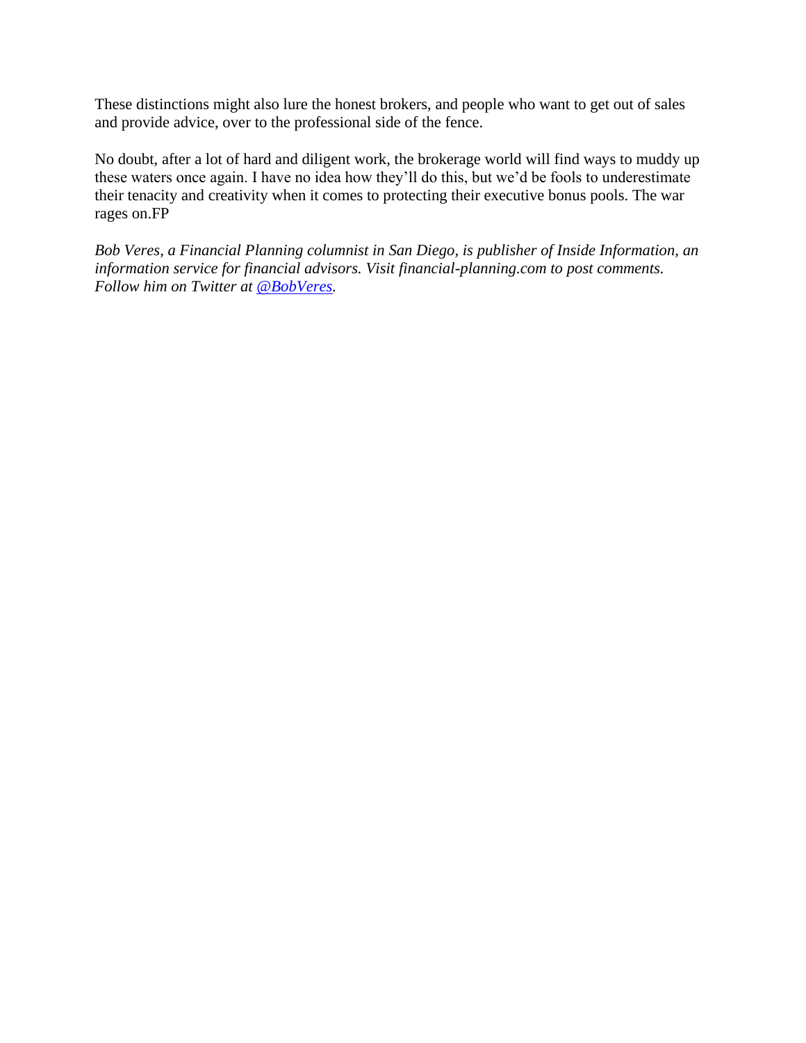These distinctions might also lure the honest brokers, and people who want to get out of sales and provide advice, over to the professional side of the fence.

No doubt, after a lot of hard and diligent work, the brokerage world will find ways to muddy up these waters once again. I have no idea how they'll do this, but we'd be fools to underestimate their tenacity and creativity when it comes to protecting their executive bonus pools. The war rages on.FP

*Bob Veres, a Financial Planning columnist in San Diego, is publisher of Inside Information, an information service for financial advisors. Visit financial-planning.com to post comments. Follow him on Twitter at [@BobVeres](https://twitter.com/BobVeres).*